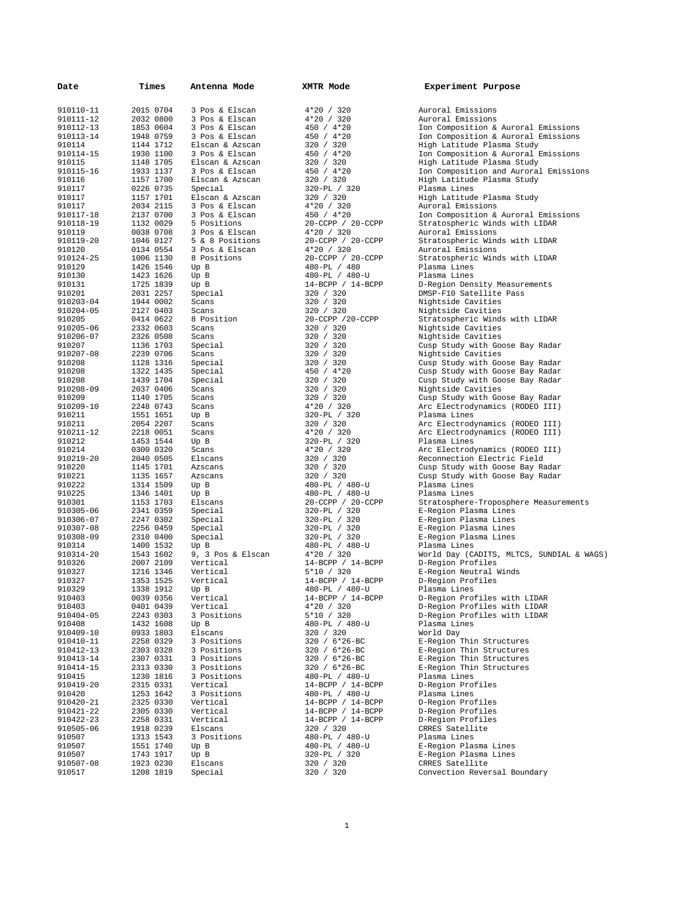| Date | Times | Antenna Mode | XMTR Mode | Experiment Purpose |
|---|---|---|---|---|
| 910110-11 | 2015 0704 | 3 Pos & Elscan | 4*20 / 320 | Auroral Emissions |
| 910111-12 | 2032 0800 | 3 Pos & Elscan | 4*20 / 320 | Auroral Emissions |
| 910112-13 | 1853 0604 | 3 Pos & Elscan | 450 / 4*20 | Ion Composition & Auroral Emissions |
| 910113-14 | 1948 0759 | 3 Pos & Elscan | 450 / 4*20 | Ion Composition & Auroral Emissions |
| 910114 | 1144 1712 | Elscan & Azscan | 320 / 320 | High Latitude Plasma Study |
| 910114-15 | 1930 1100 | 3 Pos & Elscan | 450 / 4*20 | Ion Composition & Auroral Emissions |
| 910115 | 1148 1705 | Elscan & Azscan | 320 / 320 | High Latitude Plasma Study |
| 910115-16 | 1933 1137 | 3 Pos & Elscan | 450 / 4*20 | Ion Composition and Auroral Emissions |
| 910116 | 1157 1700 | Elscan & Azscan | 320 / 320 | High Latitude Plasma Study |
| 910117 | 0226 0735 | Special | 320-PL / 320 | Plasma Lines |
| 910117 | 1157 1701 | Elscan & Azscan | 320 / 320 | High Latitude Plasma Study |
| 910117 | 2034 2115 | 3 Pos & Elscan | 4*20 / 320 | Auroral Emissions |
| 910117-18 | 2137 0700 | 3 Pos & Elscan | 450 / 4*20 | Ion Composition & Auroral Emissions |
| 910118-19 | 1132 0029 | 5 Positions | 20-CCPP / 20-CCPP | Stratospheric Winds with LIDAR |
| 910119 | 0038 0708 | 3 Pos & Elscan | 4*20 / 320 | Auroral Emissions |
| 910119-20 | 1046 0127 | 5 & 8 Positions | 20-CCPP / 20-CCPP | Stratospheric Winds with LIDAR |
| 910120 | 0134 0554 | 3 Pos & Elscan | 4*20 / 320 | Auroral Emissions |
| 910124-25 | 1006 1130 | 8 Positions | 20-CCPP / 20-CCPP | Stratospheric Winds with LIDAR |
| 910129 | 1426 1546 | Up B | 480-PL / 480 | Plasma Lines |
| 910130 | 1423 1626 | Up B | 480-PL / 480-U | Plasma Lines |
| 910131 | 1725 1839 | Up B | 14-BCPP / 14-BCPP | D-Region Density Measurements |
| 910201 | 2031 2257 | Special | 320 / 320 | DMSP-F10 Satellite Pass |
| 910203-04 | 1944 0002 | Scans | 320 / 320 | Nightside Cavities |
| 910204-05 | 2127 0403 | Scans | 320 / 320 | Nightside Cavities |
| 910205 | 0414 0622 | 8 Position | 20-CCPP /20-CCPP | Stratospheric Winds with LIDAR |
| 910205-06 | 2332 0603 | Scans | 320 / 320 | Nightside Cavities |
| 910206-07 | 2326 0508 | Scans | 320 / 320 | Nightside Cavities |
| 910207 | 1136 1703 | Special | 320 / 320 | Cusp Study with Goose Bay Radar |
| 910207-08 | 2239 0706 | Scans | 320 / 320 | Nightside Cavities |
| 910208 | 1128 1316 | Special | 320 / 320 | Cusp Study with Goose Bay Radar |
| 910208 | 1322 1435 | Special | 450 / 4*20 | Cusp Study with Goose Bay Radar |
| 910208 | 1439 1704 | Special | 320 / 320 | Cusp Study with Goose Bay Radar |
| 910208-09 | 2037 0406 | Scans | 320 / 320 | Nightside Cavities |
| 910209 | 1140 1705 | Scans | 320 / 320 | Cusp Study with Goose Bay Radar |
| 910209-10 | 2248 0743 | Scans | 4*20 / 320 | Arc Electrodynamics (RODEO III) |
| 910211 | 1551 1651 | Up B | 320-PL / 320 | Plasma Lines |
| 910211 | 2054 2207 | Scans | 320 / 320 | Arc Electrodynamics (RODEO III) |
| 910211-12 | 2218 0051 | Scans | 4*20 / 320 | Arc Electrodynamics (RODEO III) |
| 910212 | 1453 1544 | Up B | 320-PL / 320 | Plasma Lines |
| 910214 | 0300 0320 | Scans | 4*20 / 320 | Arc Electrodynamics (RODEO III) |
| 910219-20 | 2040 0505 | Elscans | 320 / 320 | Reconnection Electric Field |
| 910220 | 1145 1701 | Azscans | 320 / 320 | Cusp Study with Goose Bay Radar |
| 910221 | 1135 1657 | Azscans | 320 / 320 | Cusp Study with Goose Bay Radar |
| 910222 | 1314 1509 | Up B | 480-PL / 480-U | Plasma Lines |
| 910225 | 1346 1401 | Up B | 480-PL / 480-U | Plasma Lines |
| 910301 | 1153 1703 | Elscans | 20-CCPP / 20-CCPP | Stratosphere-Troposphere Measurements |
| 910305-06 | 2341 0359 | Special | 320-PL / 320 | E-Region Plasma Lines |
| 910306-07 | 2247 0302 | Special | 320-PL / 320 | E-Region Plasma Lines |
| 910307-08 | 2256 0459 | Special | 320-PL / 320 | E-Region Plasma Lines |
| 910308-09 | 2310 0400 | Special | 320-PL / 320 | E-Region Plasma Lines |
| 910314 | 1400 1532 | Up B | 480-PL / 480-U | Plasma Lines |
| 910314-20 | 1543 1602 | 9, 3 Pos & Elscan | 4*20 / 320 | World Day (CADITS, MLTCS, SUNDIAL & WAGS) |
| 910326 | 2007 2109 | Vertical | 14-BCPP / 14-BCPP | D-Region Profiles |
| 910327 | 1216 1346 | Vertical | 5*10 / 320 | E-Region Neutral Winds |
| 910327 | 1353 1525 | Vertical | 14-BCPP / 14-BCPP | D-Region Profiles |
| 910329 | 1338 1912 | Up B | 480-PL / 480-U | Plasma Lines |
| 910403 | 0039 0356 | Vertical | 14-BCPP / 14-BCPP | D-Region Profiles with LIDAR |
| 910403 | 0401 0439 | Vertical | 4*20 / 320 | D-Region Profiles with LIDAR |
| 910404-05 | 2243 0303 | 3 Positions | 5*10 / 320 | D-Region Profiles with LIDAR |
| 910408 | 1432 1608 | Up B | 480-PL / 480-U | Plasma Lines |
| 910409-10 | 0933 1803 | Elscans | 320 / 320 | World Day |
| 910410-11 | 2258 0329 | 3 Positions | 320 / 6*26-BC | E-Region Thin Structures |
| 910412-13 | 2303 0328 | 3 Positions | 320 / 6*26-BC | E-Region Thin Structures |
| 910413-14 | 2307 0331 | 3 Positions | 320 / 6*26-BC | E-Region Thin Structures |
| 910414-15 | 2313 0330 | 3 Positions | 320 / 6*26-BC | E-Region Thin Structures |
| 910415 | 1230 1816 | 3 Positions | 480-PL / 480-U | Plasma Lines |
| 910419-20 | 2315 0331 | Vertical | 14-BCPP / 14-BCPP | D-Region Profiles |
| 910420 | 1253 1642 | 3 Positions | 480-PL / 480-U | Plasma Lines |
| 910420-21 | 2325 0330 | Vertical | 14-BCPP / 14-BCPP | D-Region Profiles |
| 910421-22 | 2305 0330 | Vertical | 14-BCPP / 14-BCPP | D-Region Profiles |
| 910422-23 | 2258 0331 | Vertical | 14-BCPP / 14-BCPP | D-Region Profiles |
| 910505-06 | 1918 0239 | Elscans | 320 / 320 | CRRES Satellite |
| 910507 | 1313 1543 | 3 Positions | 480-PL / 480-U | Plasma Lines |
| 910507 | 1551 1740 | Up B | 480-PL / 480-U | E-Region Plasma Lines |
| 910507 | 1743 1917 | Up B | 320-PL / 320 | E-Region Plasma Lines |
| 910507-08 | 1923 0230 | Elscans | 320 / 320 | CRRES Satellite |
| 910517 | 1208 1819 | Special | 320 / 320 | Convection Reversal Boundary |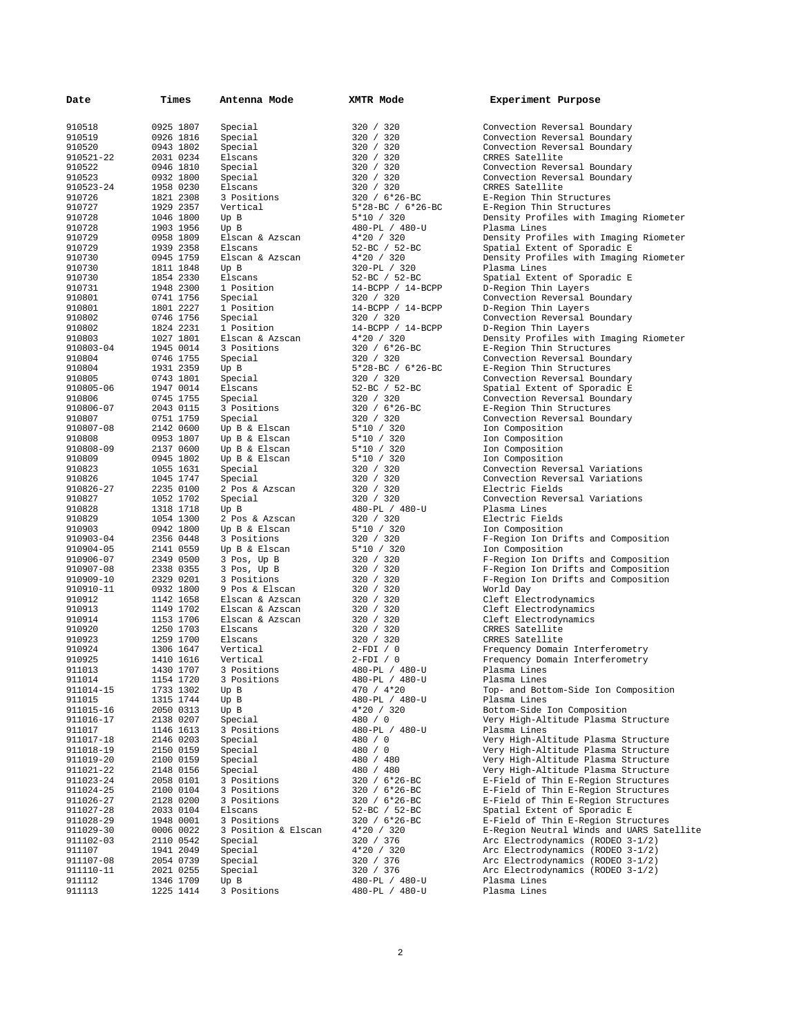| Date | Times | Antenna Mode | XMTR Mode | Experiment Purpose |
|---|---|---|---|---|
| 910518 | 0925 1807 | Special | 320 / 320 | Convection Reversal Boundary |
| 910519 | 0926 1816 | Special | 320 / 320 | Convection Reversal Boundary |
| 910520 | 0943 1802 | Special | 320 / 320 | Convection Reversal Boundary |
| 910521-22 | 2031 0234 | Elscans | 320 / 320 | CRRES Satellite |
| 910522 | 0946 1810 | Special | 320 / 320 | Convection Reversal Boundary |
| 910523 | 0932 1800 | Special | 320 / 320 | Convection Reversal Boundary |
| 910523-24 | 1958 0230 | Elscans | 320 / 320 | CRRES Satellite |
| 910726 | 1821 2308 | 3 Positions | 320 / 6*26-BC | E-Region Thin Structures |
| 910727 | 1929 2357 | Vertical | 5*28-BC / 6*26-BC | E-Region Thin Structures |
| 910728 | 1046 1800 | Up B | 5*10 / 320 | Density Profiles with Imaging Riometer |
| 910728 | 1903 1956 | Up B | 480-PL / 480-U | Plasma Lines |
| 910729 | 0958 1809 | Elscan & Azscan | 4*20 / 320 | Density Profiles with Imaging Riometer |
| 910729 | 1939 2358 | Elscans | 52-BC / 52-BC | Spatial Extent of Sporadic E |
| 910730 | 0945 1759 | Elscan & Azscan | 4*20 / 320 | Density Profiles with Imaging Riometer |
| 910730 | 1811 1848 | Up B | 320-PL / 320 | Plasma Lines |
| 910730 | 1854 2330 | Elscans | 52-BC / 52-BC | Spatial Extent of Sporadic E |
| 910731 | 1948 2300 | 1 Position | 14-BCPP / 14-BCPP | D-Region Thin Layers |
| 910801 | 0741 1756 | Special | 320 / 320 | Convection Reversal Boundary |
| 910801 | 1801 2227 | 1 Position | 14-BCPP / 14-BCPP | D-Region Thin Layers |
| 910802 | 0746 1756 | Special | 320 / 320 | Convection Reversal Boundary |
| 910802 | 1824 2231 | 1 Position | 14-BCPP / 14-BCPP | D-Region Thin Layers |
| 910803 | 1027 1801 | Elscan & Azscan | 4*20 / 320 | Density Profiles with Imaging Riometer |
| 910803-04 | 1945 0014 | 3 Positions | 320 / 6*26-BC | E-Region Thin Structures |
| 910804 | 0746 1755 | Special | 320 / 320 | Convection Reversal Boundary |
| 910804 | 1931 2359 | Up B | 5*28-BC / 6*26-BC | E-Region Thin Structures |
| 910805 | 0743 1801 | Special | 320 / 320 | Convection Reversal Boundary |
| 910805-06 | 1947 0014 | Elscans | 52-BC / 52-BC | Spatial Extent of Sporadic E |
| 910806 | 0745 1755 | Special | 320 / 320 | Convection Reversal Boundary |
| 910806-07 | 2043 0115 | 3 Positions | 320 / 6*26-BC | E-Region Thin Structures |
| 910807 | 0751 1759 | Special | 320 / 320 | Convection Reversal Boundary |
| 910807-08 | 2142 0600 | Up B & Elscan | 5*10 / 320 | Ion Composition |
| 910808 | 0953 1807 | Up B & Elscan | 5*10 / 320 | Ion Composition |
| 910808-09 | 2137 0600 | Up B & Elscan | 5*10 / 320 | Ion Composition |
| 910809 | 0945 1802 | Up B & Elscan | 5*10 / 320 | Ion Composition |
| 910823 | 1055 1631 | Special | 320 / 320 | Convection Reversal Variations |
| 910826 | 1045 1747 | Special | 320 / 320 | Convection Reversal Variations |
| 910826-27 | 2235 0100 | 2 Pos & Azscan | 320 / 320 | Electric Fields |
| 910827 | 1052 1702 | Special | 320 / 320 | Convection Reversal Variations |
| 910828 | 1318 1718 | Up B | 480-PL / 480-U | Plasma Lines |
| 910829 | 1054 1300 | 2 Pos & Azscan | 320 / 320 | Electric Fields |
| 910903 | 0942 1800 | Up B & Elscan | 5*10 / 320 | Ion Composition |
| 910903-04 | 2356 0448 | 3 Positions | 320 / 320 | F-Region Ion Drifts and Composition |
| 910904-05 | 2141 0559 | Up B & Elscan | 5*10 / 320 | Ion Composition |
| 910906-07 | 2349 0500 | 3 Pos, Up B | 320 / 320 | F-Region Ion Drifts and Composition |
| 910907-08 | 2338 0355 | 3 Pos, Up B | 320 / 320 | F-Region Ion Drifts and Composition |
| 910909-10 | 2329 0201 | 3 Positions | 320 / 320 | F-Region Ion Drifts and Composition |
| 910910-11 | 0932 1800 | 9 Pos & Elscan | 320 / 320 | World Day |
| 910912 | 1142 1658 | Elscan & Azscan | 320 / 320 | Cleft Electrodynamics |
| 910913 | 1149 1702 | Elscan & Azscan | 320 / 320 | Cleft Electrodynamics |
| 910914 | 1153 1706 | Elscan & Azscan | 320 / 320 | Cleft Electrodynamics |
| 910920 | 1250 1703 | Elscans | 320 / 320 | CRRES Satellite |
| 910923 | 1259 1700 | Elscans | 320 / 320 | CRRES Satellite |
| 910924 | 1306 1647 | Vertical | 2-FDI / 0 | Frequency Domain Interferometry |
| 910925 | 1410 1616 | Vertical | 2-FDI / 0 | Frequency Domain Interferometry |
| 911013 | 1430 1707 | 3 Positions | 480-PL / 480-U | Plasma Lines |
| 911014 | 1154 1720 | 3 Positions | 480-PL / 480-U | Plasma Lines |
| 911014-15 | 1733 1302 | Up B | 470 / 4*20 | Top- and Bottom-Side Ion Composition |
| 911015 | 1315 1744 | Up B | 480-PL / 480-U | Plasma Lines |
| 911015-16 | 2050 0313 | Up B | 4*20 / 320 | Bottom-Side Ion Composition |
| 911016-17 | 2138 0207 | Special | 480 / 0 | Very High-Altitude Plasma Structure |
| 911017 | 1146 1613 | 3 Positions | 480-PL / 480-U | Plasma Lines |
| 911017-18 | 2146 0203 | Special | 480 / 0 | Very High-Altitude Plasma Structure |
| 911018-19 | 2150 0159 | Special | 480 / 0 | Very High-Altitude Plasma Structure |
| 911019-20 | 2100 0159 | Special | 480 / 480 | Very High-Altitude Plasma Structure |
| 911021-22 | 2148 0156 | Special | 480 / 480 | Very High-Altitude Plasma Structure |
| 911023-24 | 2058 0101 | 3 Positions | 320 / 6*26-BC | E-Field of Thin E-Region Structures |
| 911024-25 | 2100 0104 | 3 Positions | 320 / 6*26-BC | E-Field of Thin E-Region Structures |
| 911026-27 | 2128 0200 | 3 Positions | 320 / 6*26-BC | E-Field of Thin E-Region Structures |
| 911027-28 | 2033 0104 | Elscans | 52-BC / 52-BC | Spatial Extent of Sporadic E |
| 911028-29 | 1948 0001 | 3 Positions | 320 / 6*26-BC | E-Field of Thin E-Region Structures |
| 911029-30 | 0006 0022 | 3 Position & Elscan | 4*20 / 320 | E-Region Neutral Winds and UARS Satellite |
| 911102-03 | 2110 0542 | Special | 320 / 376 | Arc Electrodynamics (RODEO 3-1/2) |
| 911107 | 1941 2049 | Special | 4*20 / 320 | Arc Electrodynamics (RODEO 3-1/2) |
| 911107-08 | 2054 0739 | Special | 320 / 376 | Arc Electrodynamics (RODEO 3-1/2) |
| 911110-11 | 2021 0255 | Special | 320 / 376 | Arc Electrodynamics (RODEO 3-1/2) |
| 911112 | 1346 1709 | Up B | 480-PL / 480-U | Plasma Lines |
| 911113 | 1225 1414 | 3 Positions | 480-PL / 480-U | Plasma Lines |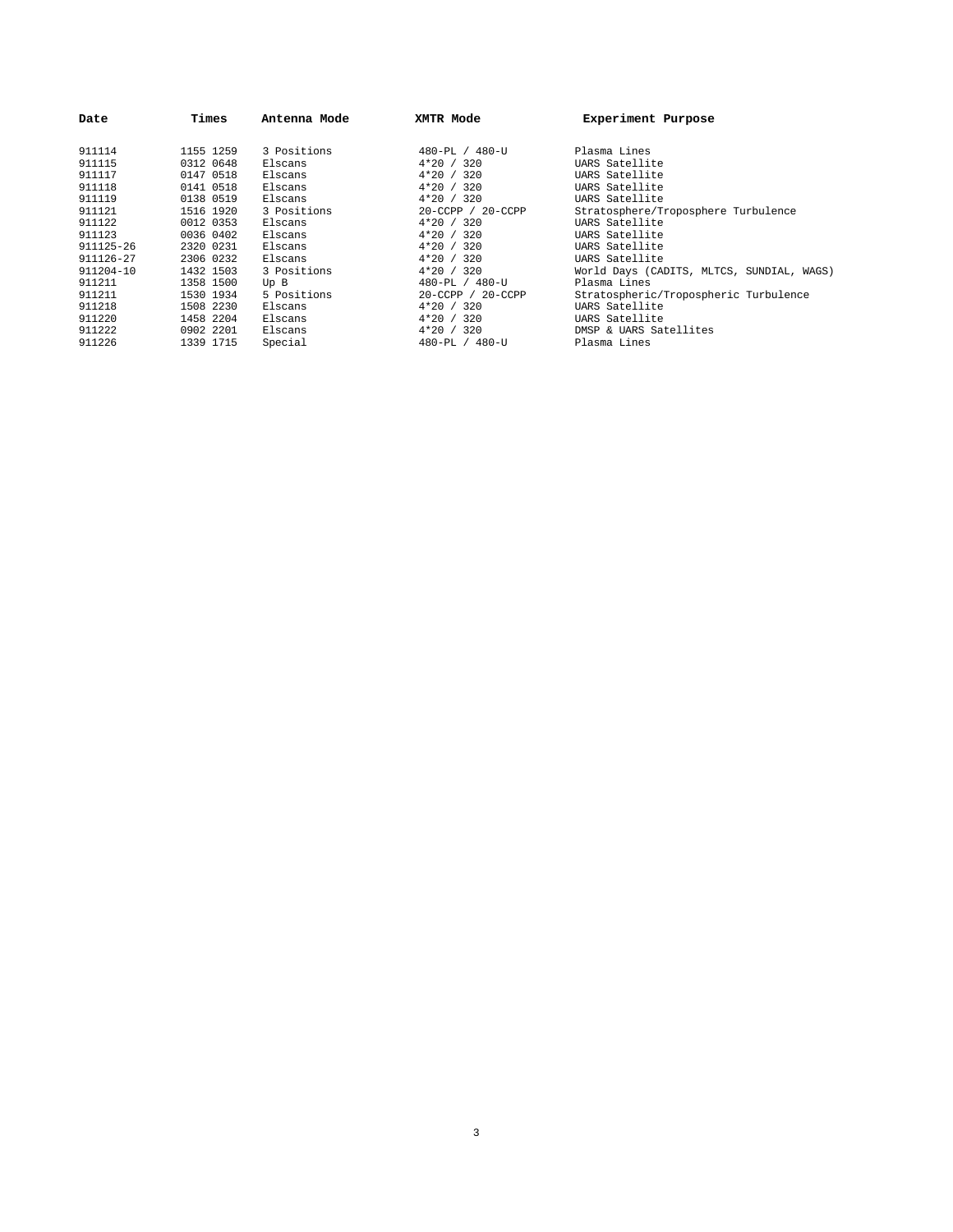| Date | Times | Antenna Mode | XMTR Mode | Experiment Purpose |
|---|---|---|---|---|
| 911114 | 1155 1259 | 3 Positions | 480-PL / 480-U | Plasma Lines |
| 911115 | 0312 0648 | Elscans | 4*20 / 320 | UARS Satellite |
| 911117 | 0147 0518 | Elscans | 4*20 / 320 | UARS Satellite |
| 911118 | 0141 0518 | Elscans | 4*20 / 320 | UARS Satellite |
| 911119 | 0138 0519 | Elscans | 4*20 / 320 | UARS Satellite |
| 911121 | 1516 1920 | 3 Positions | 20-CCPP / 20-CCPP | Stratosphere/Troposphere Turbulence |
| 911122 | 0012 0353 | Elscans | 4*20 / 320 | UARS Satellite |
| 911123 | 0036 0402 | Elscans | 4*20 / 320 | UARS Satellite |
| 911125-26 | 2320 0231 | Elscans | 4*20 / 320 | UARS Satellite |
| 911126-27 | 2306 0232 | Elscans | 4*20 / 320 | UARS Satellite |
| 911204-10 | 1432 1503 | 3 Positions | 4*20 / 320 | World Days (CADITS, MLTCS, SUNDIAL, WAGS) |
| 911211 | 1358 1500 | Up B | 480-PL / 480-U | Plasma Lines |
| 911211 | 1530 1934 | 5 Positions | 20-CCPP / 20-CCPP | Stratospheric/Tropospheric Turbulence |
| 911218 | 1508 2230 | Elscans | 4*20 / 320 | UARS Satellite |
| 911220 | 1458 2204 | Elscans | 4*20 / 320 | UARS Satellite |
| 911222 | 0902 2201 | Elscans | 4*20 / 320 | DMSP & UARS Satellites |
| 911226 | 1339 1715 | Special | 480-PL / 480-U | Plasma Lines |